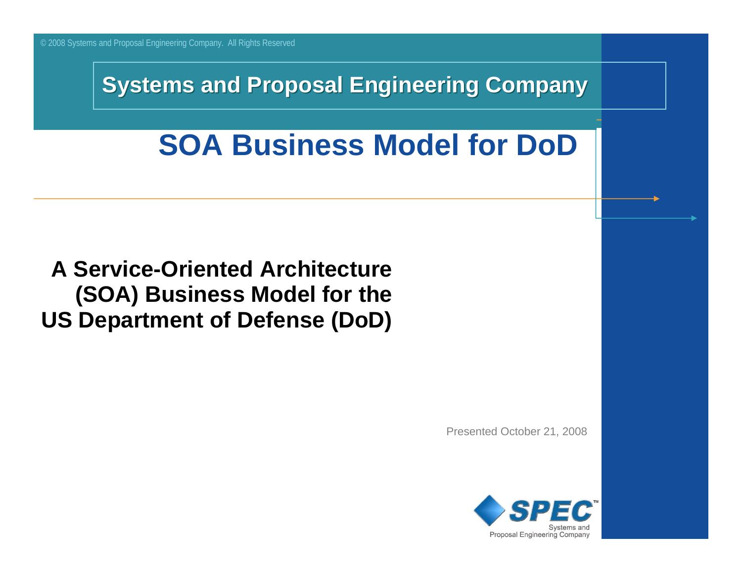© 2008 Systems and Proposal Engineering Company. All Rights Reserved

**Systems and Proposal Engineering Company**

# SOA Business Model for DoD

**A Service-Oriented Architecture (SOA) Business Model for the US Department of Defense (DoD)**

Presented October 21, 2008

SPEC™ Systems and Proposal Engineering Company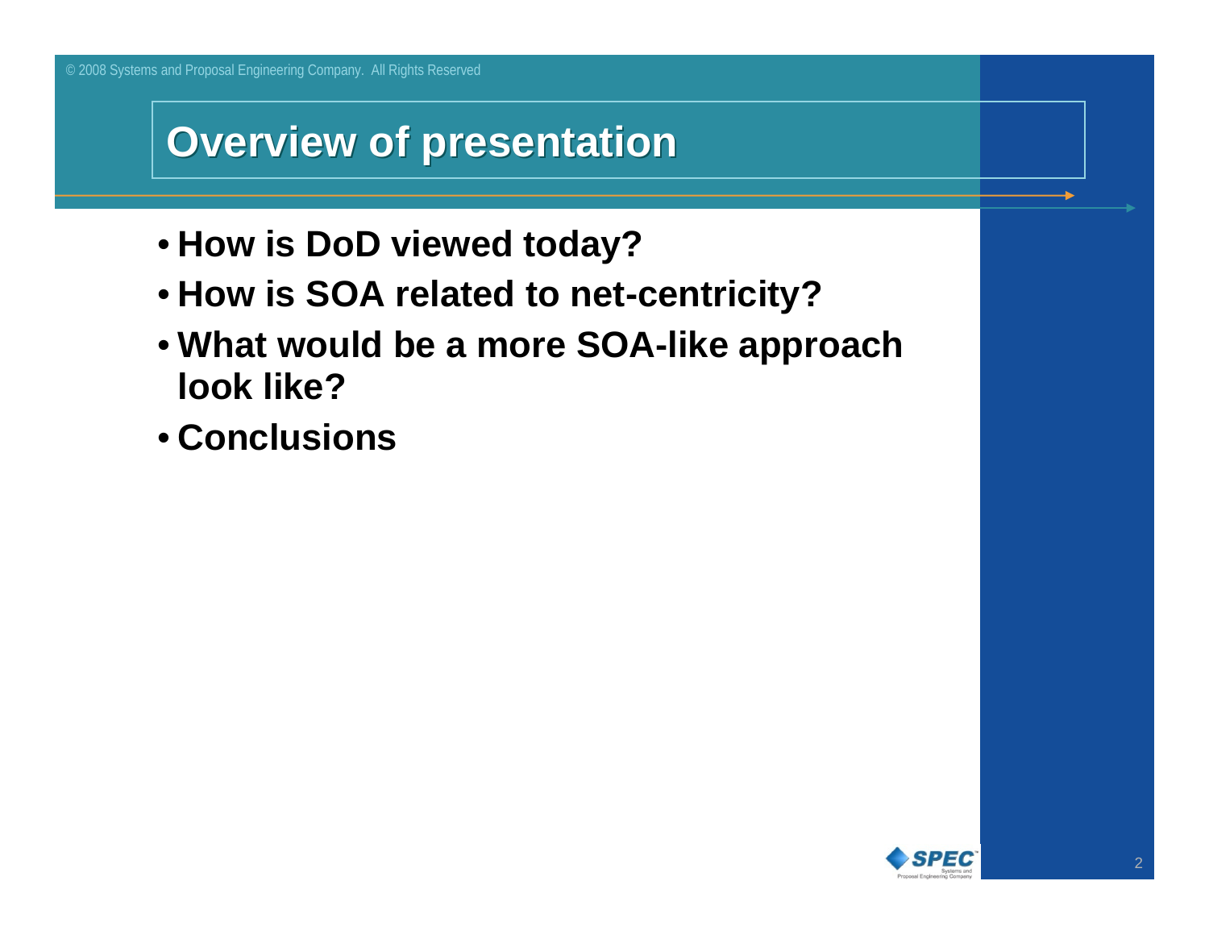# Overview of presentation

- **How is DoD viewed today?**
- **How is SOA related to net-centricity?**
- **What would be a more SOA-like approach look like?**
- **Conclusions**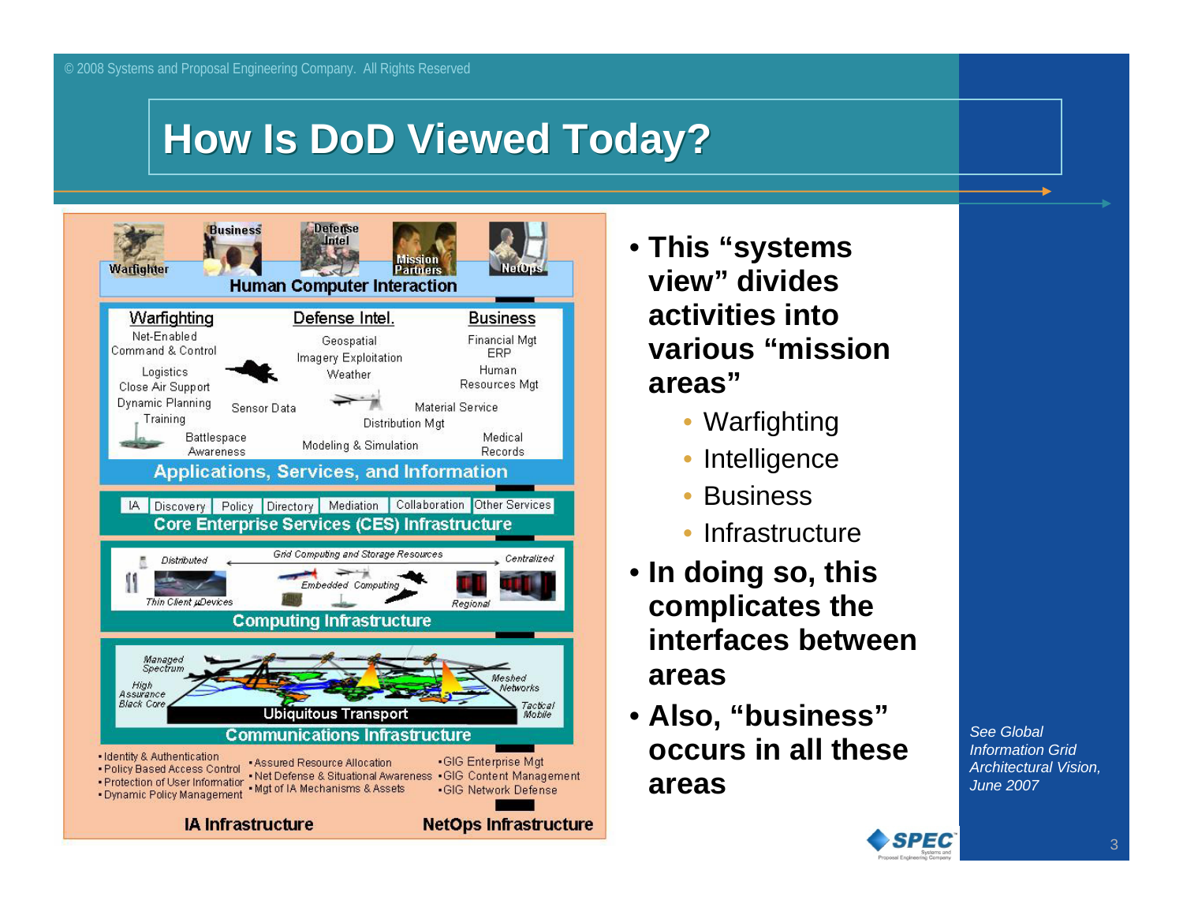# How Is DoD Viewed Today?

**Human Computer Interaction**

Warfighter | Business | Defense Intel | Mission Partners | NetOps

**Applications, Services, and Information**

| Warfighting | Defense Intel. | Business |
|---|---|---|
| Net-Enabled Command & Control | Geospatial | Financial Mgt |
| Logistics | Imagery Exploitation | ERP |
| Close Air Support | Weather | Human Resources Mgt |
| Dynamic Planning | Sensor Data | Material Service |
| Training | Distribution Mgt | Medical Records |
| Battlespace Awareness | Modeling & Simulation | |

**Core Enterprise Services (CES) Infrastructure**

IA | Discovery | Policy | Directory | Mediation | Collaboration | Other Services

**Computing Infrastructure**

Distributed — Grid Computing and Storage Resources — Centralized

Thin Client μDevices | Embedded Computing | Regional

**Communications Infrastructure**

Managed Spectrum | High Assurance Black Core | Ubiquitous Transport | Meshed Networks | Tactical Mobile

**IA Infrastructure**

- Identity & Authentication
- Policy Based Access Control
- Protection of User Information
- Dynamic Policy Management
- Assured Resource Allocation
- Net Defense & Situational Awareness
- Mgt of IA Mechanisms & Assets

**NetOps Infrastructure**

- GIG Enterprise Mgt
- GIG Content Management
- GIG Network Defense

---

- **This "systems view" divides activities into various "mission areas"**
  - Warfighting
  - Intelligence
  - Business
  - Infrastructure
- **In doing so, this complicates the interfaces between areas**
- **Also, "business" occurs in all these areas**

*See Global Information Grid Architectural Vision, June 2007*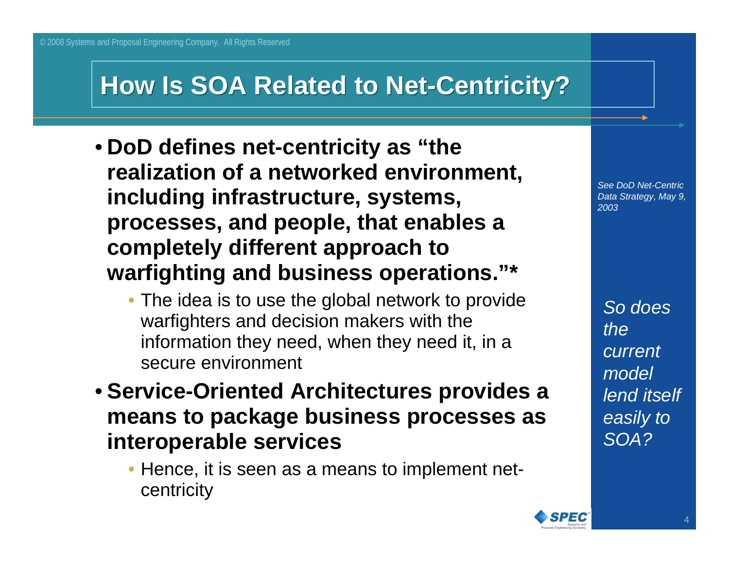# How Is SOA Related to Net-Centricity?

- **DoD defines net-centricity as "the realization of a networked environment, including infrastructure, systems, processes, and people, that enables a completely different approach to warfighting and business operations."***
  - The idea is to use the global network to provide warfighters and decision makers with the information they need, when they need it, in a secure environment
- **Service-Oriented Architectures provides a means to package business processes as interoperable services**
  - Hence, it is seen as a means to implement net-centricity

*See DoD Net-Centric Data Strategy, May 9, 2003*

*So does the current model lend itself easily to SOA?*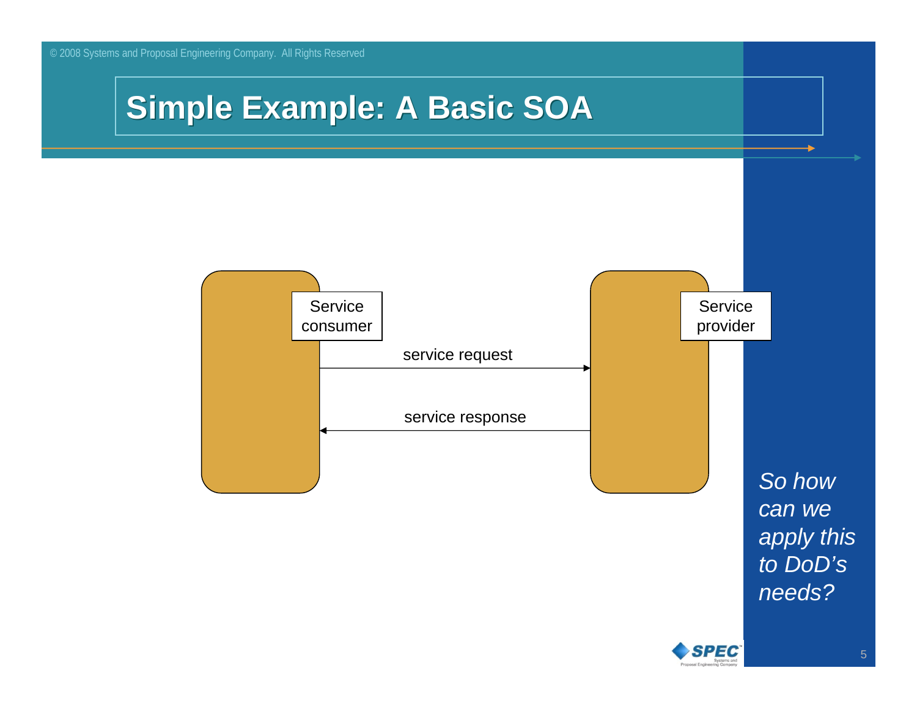# Simple Example: A Basic SOA

Service consumer

service request

service response

Service provider

*So how can we apply this to DoD's needs?*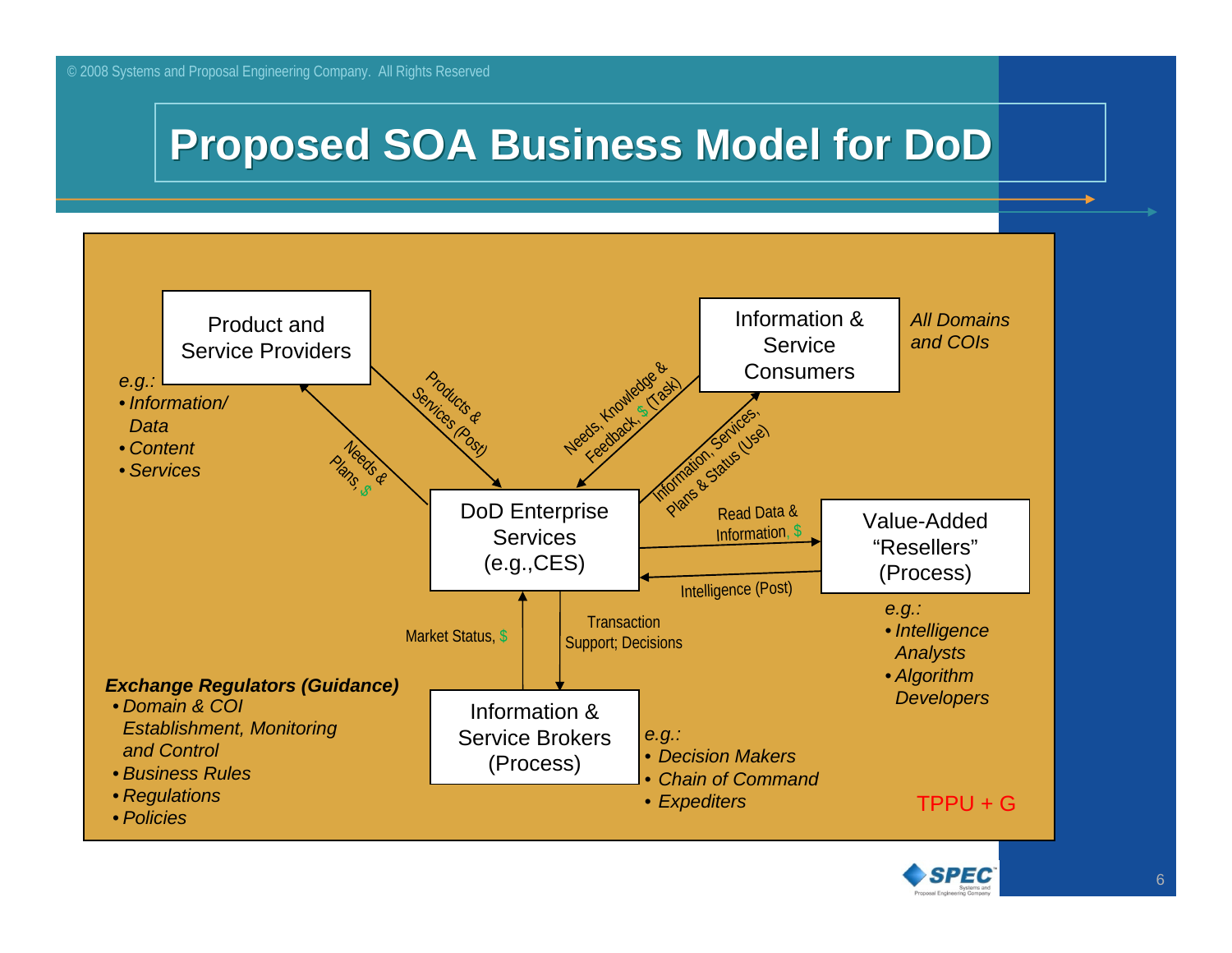# Proposed SOA Business Model for DoD

**Product and Service Providers**

*e.g.:*
- *Information/ Data*
- *Content*
- *Services*

**Information & Service Consumers**

*All Domains and COIs*

**DoD Enterprise Services (e.g.,CES)**

**Value-Added "Resellers" (Process)**

*e.g.:*
- *Intelligence Analysts*
- *Algorithm Developers*

**Information & Service Brokers (Process)**

*e.g.:*
- *Decision Makers*
- *Chain of Command*
- *Expediters*

Flows:
- Product and Service Providers → DoD Enterprise Services: Products & Services (Post)
- DoD Enterprise Services → Product and Service Providers: Needs & Plans, $
- Information & Service Consumers → DoD Enterprise Services: Needs, Knowledge & Feedback, $ (Task)
- DoD Enterprise Services → Information & Service Consumers: Information, Services, Plans & Status (Use)
- DoD Enterprise Services → Value-Added "Resellers": Read Data & Information, $
- Value-Added "Resellers" → DoD Enterprise Services: Intelligence (Post)
- Information & Service Brokers → DoD Enterprise Services: Market Status, $
- DoD Enterprise Services → Information & Service Brokers: Transaction Support; Decisions

***Exchange Regulators (Guidance)***
- *Domain & COI Establishment, Monitoring and Control*
- *Business Rules*
- *Regulations*
- *Policies*

TPPU + G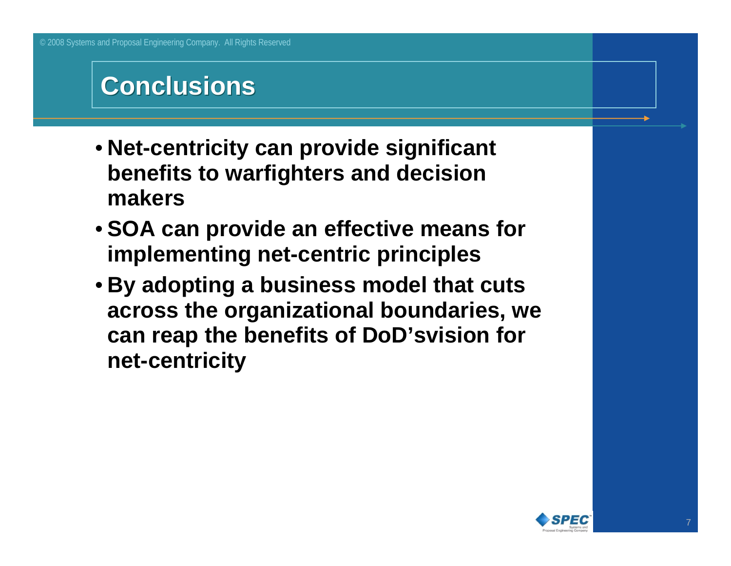# Conclusions

- **Net-centricity can provide significant benefits to warfighters and decision makers**
- **SOA can provide an effective means for implementing net-centric principles**
- **By adopting a business model that cuts across the organizational boundaries, we can reap the benefits of DoD'svision for net-centricity**